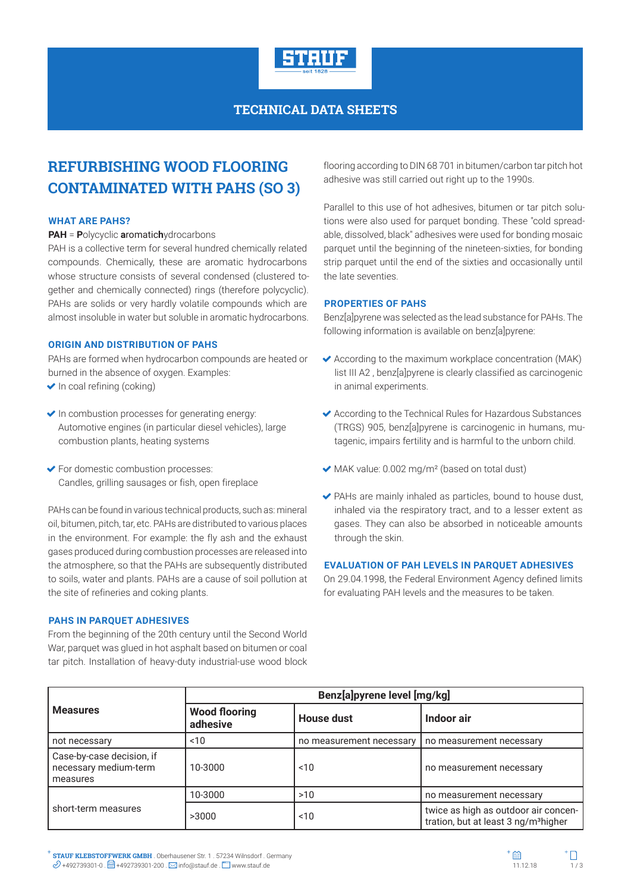# TECHNICAL DATA SHEETS

## REFURBISHING WOOD FLOORING CONTAMINATED WITH PAHS (SO 3)

### WHAT ARE PAHS?

**PAH** = **P**olycyclic **a**romatic**h**ydrocarbons

PAH is a collective term for several hundred chemically related compounds. Chemically, these are aromatic hydrocarbons whose structure consists of several condensed (clustered together and chemically connected) rings (therefore polycyclic). PAHs are solids or very hardly volatile compounds which are almost insoluble in water but soluble in aromatic hydrocarbons.

### ORIGIN AND DISTRIBUTION OF PAHS

PAHs are formed when hydrocarbon compounds are heated or burned in the absence of oxygen. Examples:

- In coal refining (coking)
- In combustion processes for generating energy: Automotive engines (in particular diesel vehicles), large combustion plants, heating systems
- For domestic combustion processes: Candles, grilling sausages or fish, open fireplace

PAHs can be found in various technical products, such as: mineral oil, bitumen, pitch, tar, etc. PAHs are distributed to various places in the environment. For example: the fly ash and the exhaust gases produced during combustion processes are released into the atmosphere, so that the PAHs are subsequently distributed to soils, water and plants. PAHs are a cause of soil pollution at the site of refineries and coking plants.

### PAHS IN PARQUET ADHESIVES

From the beginning of the 20th century until the Second World War, parquet was glued in hot asphalt based on bitumen or coal tar pitch. Installation of heavy-duty industrial-use wood block flooring according to DIN 68 701 in bitumen/carbon tar pitch hot adhesive was still carried out right up to the 1990s.

Parallel to this use of hot adhesives, bitumen or tar pitch solutions were also used for parquet bonding. These "cold spreadable, dissolved, black" adhesives were used for bonding mosaic parquet until the beginning of the nineteen-sixties, for bonding strip parquet until the end of the sixties and occasionally until the late seventies.

### PROPERTIES OF PAHS

Benz[a]pyrene was selected as the lead substance for PAHs. The following information is available on benz[a]pyrene:

- According to the maximum workplace concentration (MAK) list III A2 , benz[a]pyrene is clearly classified as carcinogenic in animal experiments.
- According to the Technical Rules for Hazardous Substances (TRGS) 905, benz[a]pyrene is carcinogenic in humans, mutagenic, impairs fertility and is harmful to the unborn child.
- MAK value: 0.002 mg/m² (based on total dust)
- PAHs are mainly inhaled as particles, bound to house dust, inhaled via the respiratory tract, and to a lesser extent as gases. They can also be absorbed in noticeable amounts through the skin.

### EVALUATION OF PAH LEVELS IN PARQUET ADHESIVES

On 29.04.1998, the Federal Environment Agency defined limits for evaluating PAH levels and the measures to be taken.

| Measures | Benz[a]pyrene level [mg/kg] | | |
|---|---|---|---|
| | Wood flooring adhesive | House dust | Indoor air |
| not necessary | <10 | no measurement necessary | no measurement necessary |
| Case-by-case decision, if necessary medium-term measures | 10-3000 | <10 | no measurement necessary |
| short-term measures | 10-3000 | >10 | no measurement necessary |
| | >3000 | <10 | twice as high as outdoor air concentration, but at least 3 ng/m³higher |

**STAUF KLEBSTOFFWERK GMBH** . Oberhausener Str. 1 . 57234 Wilnsdorf . Germany
+492739301-0 . +492739301-200 . info@stauf.de . www.stauf.de

11.12.18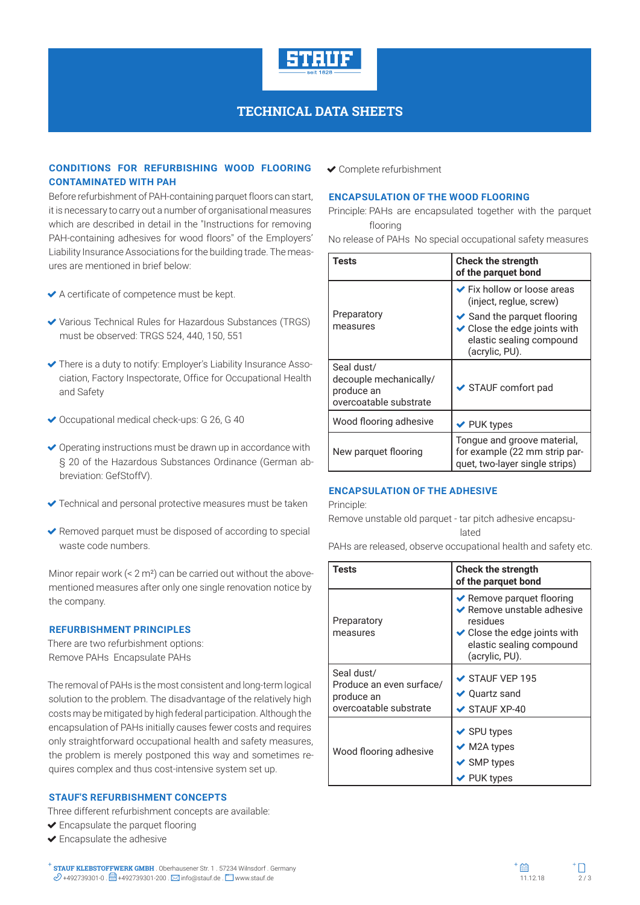# TECHNICAL DATA SHEETS

## CONDITIONS FOR REFURBISHING WOOD FLOORING CONTAMINATED WITH PAH

Before refurbishment of PAH-containing parquet floors can start, it is necessary to carry out a number of organisational measures which are described in detail in the "Instructions for removing PAH-containing adhesives for wood floors" of the Employers' Liability Insurance Associations for the building trade. The measures are mentioned in brief below:

- A certificate of competence must be kept.
- Various Technical Rules for Hazardous Substances (TRGS) must be observed: TRGS 524, 440, 150, 551
- There is a duty to notify: Employer's Liability Insurance Association, Factory Inspectorate, Office for Occupational Health and Safety
- Occupational medical check-ups: G 26, G 40
- Operating instructions must be drawn up in accordance with § 20 of the Hazardous Substances Ordinance (German abbreviation: GefStoffV).
- Technical and personal protective measures must be taken
- Removed parquet must be disposed of according to special waste code numbers.

Minor repair work (< 2 m²) can be carried out without the above-mentioned measures after only one single renovation notice by the company.

## REFURBISHMENT PRINCIPLES

There are two refurbishment options:
Remove PAHs Encapsulate PAHs

The removal of PAHs is the most consistent and long-term logical solution to the problem. The disadvantage of the relatively high costs may be mitigated by high federal participation. Although the encapsulation of PAHs initially causes fewer costs and requires only straightforward occupational health and safety measures, the problem is merely postponed this way and sometimes requires complex and thus cost-intensive system set up.

## STAUF'S REFURBISHMENT CONCEPTS

Three different refurbishment concepts are available:

- Encapsulate the parquet flooring
- Encapsulate the adhesive
- Complete refurbishment

## ENCAPSULATION OF THE WOOD FLOORING

Principle: PAHs are encapsulated together with the parquet flooring

No release of PAHs No special occupational safety measures

| Tests | Check the strength of the parquet bond |
|---|---|
| Preparatory measures | ✔ Fix hollow or loose areas (inject, reglue, screw)<br>✔ Sand the parquet flooring<br>✔ Close the edge joints with elastic sealing compound (acrylic, PU). |
| Seal dust/ decouple mechanically/ produce an overcoatable substrate | ✔ STAUF comfort pad |
| Wood flooring adhesive | ✔ PUK types |
| New parquet flooring | Tongue and groove material, for example (22 mm strip parquet, two-layer single strips) |

## ENCAPSULATION OF THE ADHESIVE

Principle:

Remove unstable old parquet - tar pitch adhesive encapsulated

PAHs are released, observe occupational health and safety etc.

| Tests | Check the strength of the parquet bond |
|---|---|
| Preparatory measures | ✔ Remove parquet flooring<br>✔ Remove unstable adhesive residues<br>✔ Close the edge joints with elastic sealing compound (acrylic, PU). |
| Seal dust/ Produce an even surface/ produce an overcoatable substrate | ✔ STAUF VEP 195<br>✔ Quartz sand<br>✔ STAUF XP-40 |
| Wood flooring adhesive | ✔ SPU types<br>✔ M2A types<br>✔ SMP types<br>✔ PUK types |

STAUF KLEBSTOFFWERK GMBH . Oberhausener Str. 1 . 57234 Wilnsdorf . Germany
+492739301-0 . +492739301-200 . info@stauf.de . www.stauf.de

11.12.18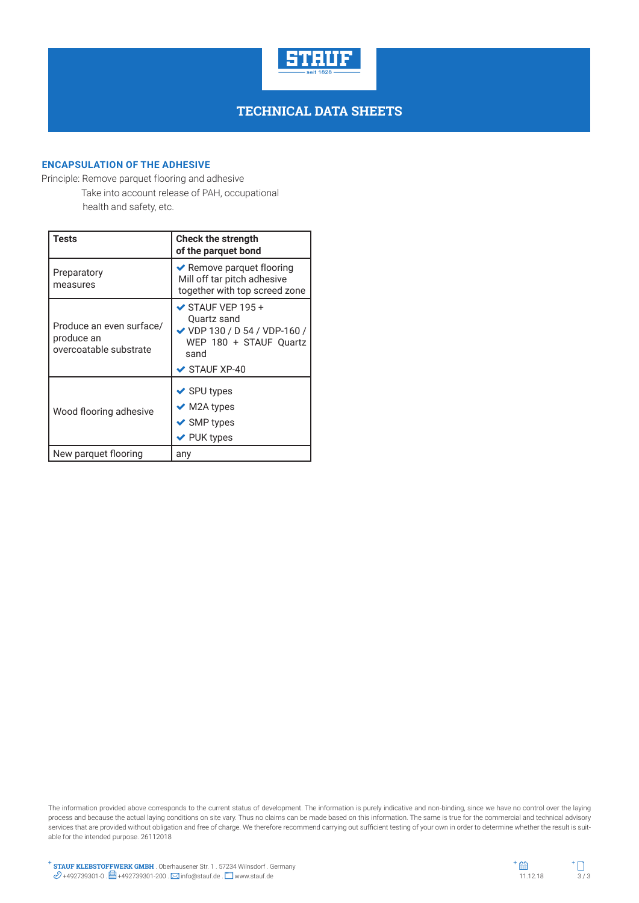## ENCAPSULATION OF THE ADHESIVE

Principle: Remove parquet flooring and adhesive
Take into account release of PAH, occupational health and safety, etc.

| Tests | Check the strength of the parquet bond |
|---|---|
| Preparatory measures | ✔ Remove parquet flooring Mill off tar pitch adhesive together with top screed zone |
| Produce an even surface/ produce an overcoatable substrate | ✔ STAUF VEP 195 + Quartz sand<br>✔ VDP 130 / D 54 / VDP-160 / WEP 180 + STAUF Quartz sand<br>✔ STAUF XP-40 |
| Wood flooring adhesive | ✔ SPU types<br>✔ M2A types<br>✔ SMP types<br>✔ PUK types |
| New parquet flooring | any |

The information provided above corresponds to the current status of development. The information is purely indicative and non-binding, since we have no control over the laying process and because the actual laying conditions on site vary. Thus no claims can be made based on this information. The same is true for the commercial and technical advisory services that are provided without obligation and free of charge. We therefore recommend carrying out sufficient testing of your own in order to determine whether the result is suitable for the intended purpose. 26112018

**STAUF KLEBSTOFFWERK GMBH** . Oberhausener Str. 1 . 57234 Wilnsdorf . Germany
+492739301-0 . +492739301-200 . info@stauf.de . www.stauf.de

11.12.18